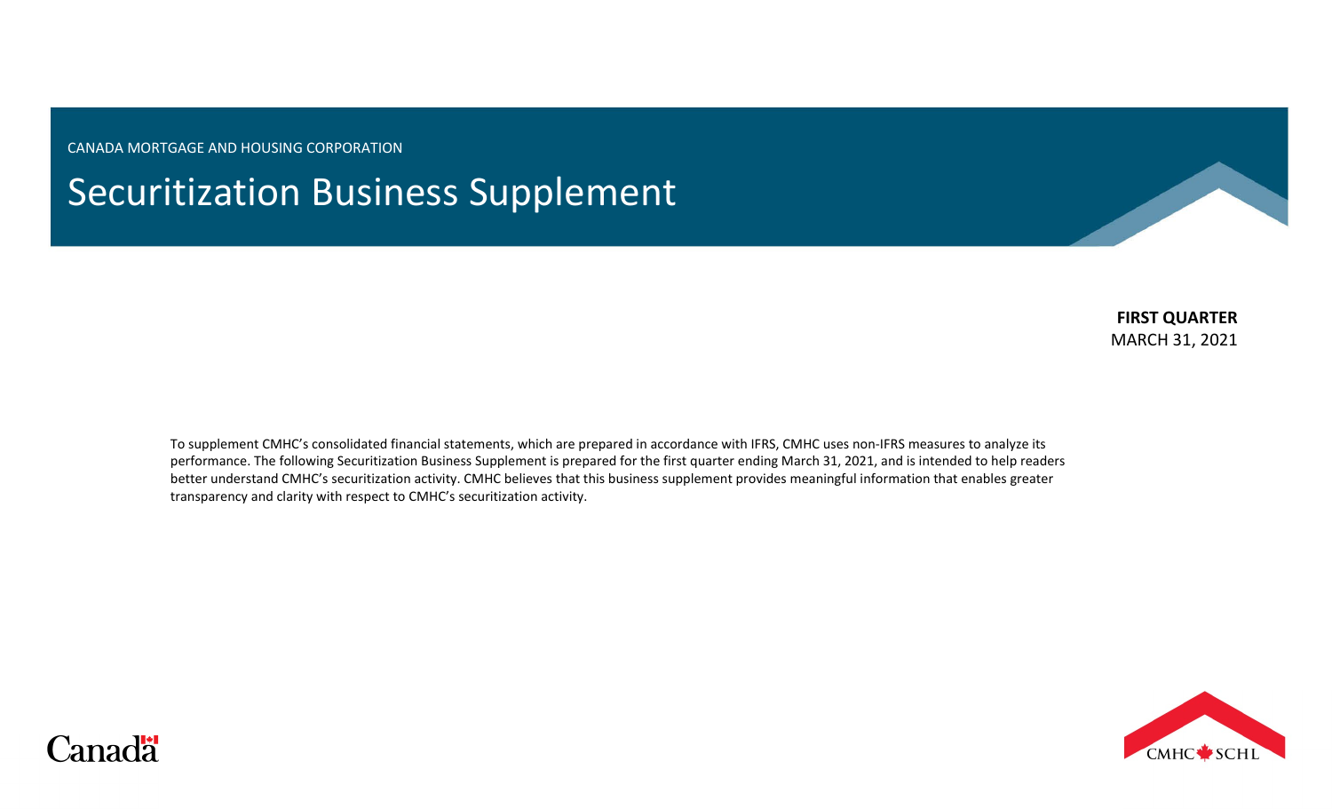CANADA MORTGAGE AND HOUSING CORPORATION

# Securitization Business Supplement

**FIRST QUARTER**
MARCH 31, 2021

To supplement CMHC's consolidated financial statements, which are prepared in accordance with IFRS, CMHC uses non-IFRS measures to analyze its performance. The following Securitization Business Supplement is prepared for the first quarter ending March 31, 2021, and is intended to help readers better understand CMHC's securitization activity. CMHC believes that this business supplement provides meaningful information that enables greater transparency and clarity with respect to CMHC's securitization activity.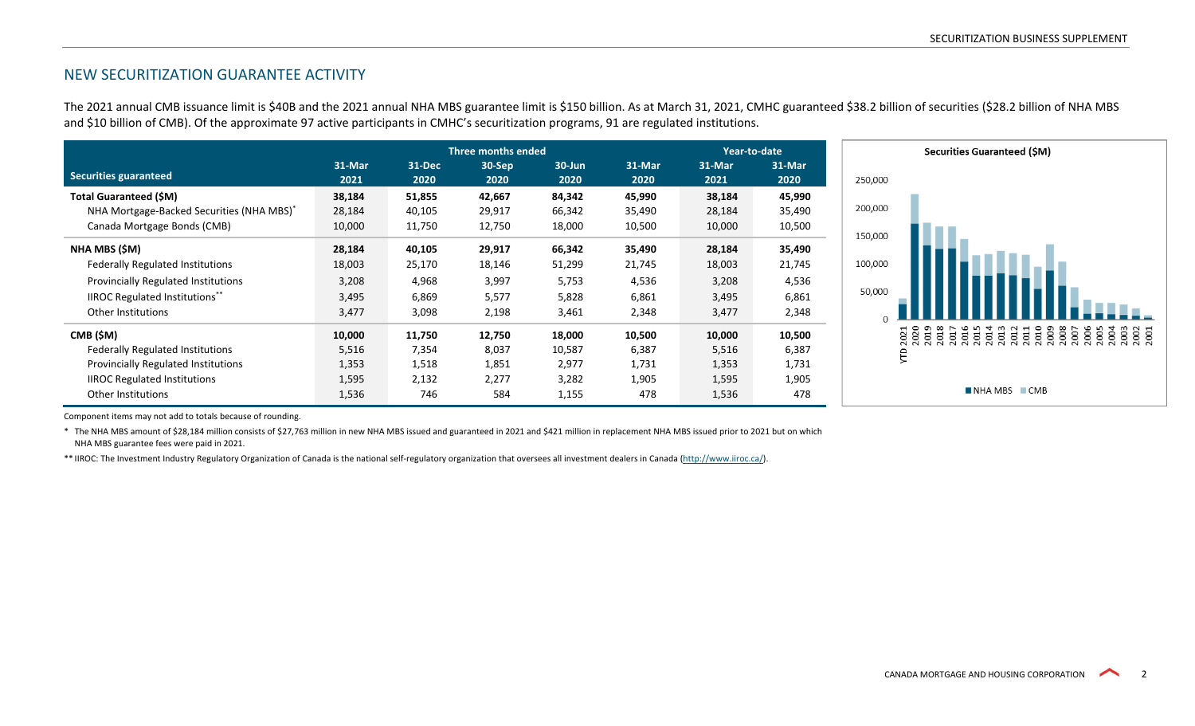## NEW SECURITIZATION GUARANTEE ACTIVITY

The 2021 annual CMB issuance limit is $40B and the 2021 annual NHA MBS guarantee limit is $150 billion. As at March 31, 2021, CMHC guaranteed $38.2 billion of securities ($28.2 billion of NHA MBS and $10 billion of CMB). Of the approximate 97 active participants in CMHC's securitization programs, 91 are regulated institutions.

| Securities guaranteed | Three months ended | | | | | Year-to-date | |
|---|---|---|---|---|---|---|---|
| | 31-Mar 2021 | 31-Dec 2020 | 30-Sep 2020 | 30-Jun 2020 | 31-Mar 2020 | 31-Mar 2021 | 31-Mar 2020 |
| **Total Guaranteed ($M)** | **38,184** | **51,855** | **42,667** | **84,342** | **45,990** | **38,184** | **45,990** |
| NHA Mortgage-Backed Securities (NHA MBS)* | 28,184 | 40,105 | 29,917 | 66,342 | 35,490 | 28,184 | 35,490 |
| Canada Mortgage Bonds (CMB) | 10,000 | 11,750 | 12,750 | 18,000 | 10,500 | 10,000 | 10,500 |
| **NHA MBS ($M)** | **28,184** | **40,105** | **29,917** | **66,342** | **35,490** | **28,184** | **35,490** |
| Federally Regulated Institutions | 18,003 | 25,170 | 18,146 | 51,299 | 21,745 | 18,003 | 21,745 |
| Provincially Regulated Institutions | 3,208 | 4,968 | 3,997 | 5,753 | 4,536 | 3,208 | 4,536 |
| IIROC Regulated Institutions** | 3,495 | 6,869 | 5,577 | 5,828 | 6,861 | 3,495 | 6,861 |
| Other Institutions | 3,477 | 3,098 | 2,198 | 3,461 | 2,348 | 3,477 | 2,348 |
| **CMB ($M)** | **10,000** | **11,750** | **12,750** | **18,000** | **10,500** | **10,000** | **10,500** |
| Federally Regulated Institutions | 5,516 | 7,354 | 8,037 | 10,587 | 6,387 | 5,516 | 6,387 |
| Provincially Regulated Institutions | 1,353 | 1,518 | 1,851 | 2,977 | 1,731 | 1,353 | 1,731 |
| IIROC Regulated Institutions | 1,595 | 2,132 | 2,277 | 3,282 | 1,905 | 1,595 | 1,905 |
| Other Institutions | 1,536 | 746 | 584 | 1,155 | 478 | 1,536 | 478 |

Component items may not add to totals because of rounding.

\* The NHA MBS amount of $28,184 million consists of $27,763 million in new NHA MBS issued and guaranteed in 2021 and $421 million in replacement NHA MBS issued prior to 2021 but on which NHA MBS guarantee fees were paid in 2021.

** IIROC: The Investment Industry Regulatory Organization of Canada is the national self-regulatory organization that oversees all investment dealers in Canada (http://www.iiroc.ca/).

**Securities Guaranteed ($M)**

Legend: NHA MBS, CMB

Y-axis: 0, 50,000, 100,000, 150,000, 200,000, 250,000

X-axis: YTD 2021, 2020, 2019, 2018, 2017, 2016, 2015, 2014, 2013, 2012, 2011, 2010, 2009, 2008, 2007, 2006, 2005, 2004, 2003, 2002, 2001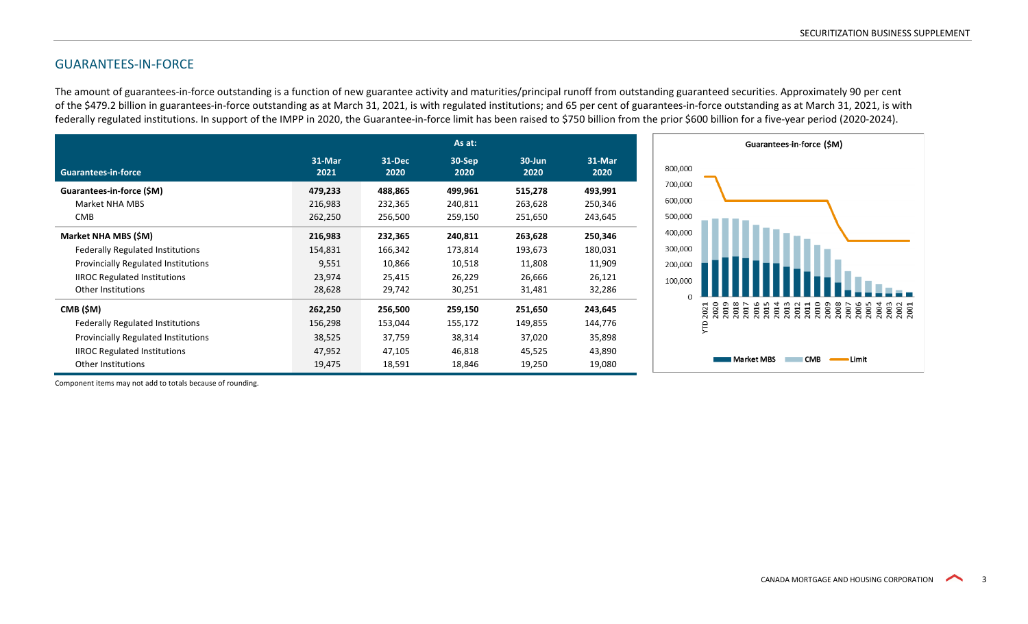## GUARANTEES-IN-FORCE

The amount of guarantees-in-force outstanding is a function of new guarantee activity and maturities/principal runoff from outstanding guaranteed securities. Approximately 90 per cent of the $479.2 billion in guarantees-in-force outstanding as at March 31, 2021, is with regulated institutions; and 65 per cent of guarantees-in-force outstanding as at March 31, 2021, is with federally regulated institutions. In support of the IMPP in 2020, the Guarantee-in-force limit has been raised to $750 billion from the prior $600 billion for a five-year period (2020-2024).

| | As at: | | | | |
|---|---|---|---|---|---|
| **Guarantees-in-force** | **31-Mar 2021** | **31-Dec 2020** | **30-Sep 2020** | **30-Jun 2020** | **31-Mar 2020** |
| **Guarantees-in-force ($M)** | **479,233** | **488,865** | **499,961** | **515,278** | **493,991** |
| Market NHA MBS | 216,983 | 232,365 | 240,811 | 263,628 | 250,346 |
| CMB | 262,250 | 256,500 | 259,150 | 251,650 | 243,645 |
| **Market NHA MBS ($M)** | **216,983** | **232,365** | **240,811** | **263,628** | **250,346** |
| Federally Regulated Institutions | 154,831 | 166,342 | 173,814 | 193,673 | 180,031 |
| Provincially Regulated Institutions | 9,551 | 10,866 | 10,518 | 11,808 | 11,909 |
| IIROC Regulated Institutions | 23,974 | 25,415 | 26,229 | 26,666 | 26,121 |
| Other Institutions | 28,628 | 29,742 | 30,251 | 31,481 | 32,286 |
| **CMB ($M)** | **262,250** | **256,500** | **259,150** | **251,650** | **243,645** |
| Federally Regulated Institutions | 156,298 | 153,044 | 155,172 | 149,855 | 144,776 |
| Provincially Regulated Institutions | 38,525 | 37,759 | 38,314 | 37,020 | 35,898 |
| IIROC Regulated Institutions | 47,952 | 47,105 | 46,818 | 45,525 | 43,890 |
| Other Institutions | 19,475 | 18,591 | 18,846 | 19,250 | 19,080 |

Component items may not add to totals because of rounding.

**Guarantees-in-force ($M)**

Legend: Market MBS, CMB, Limit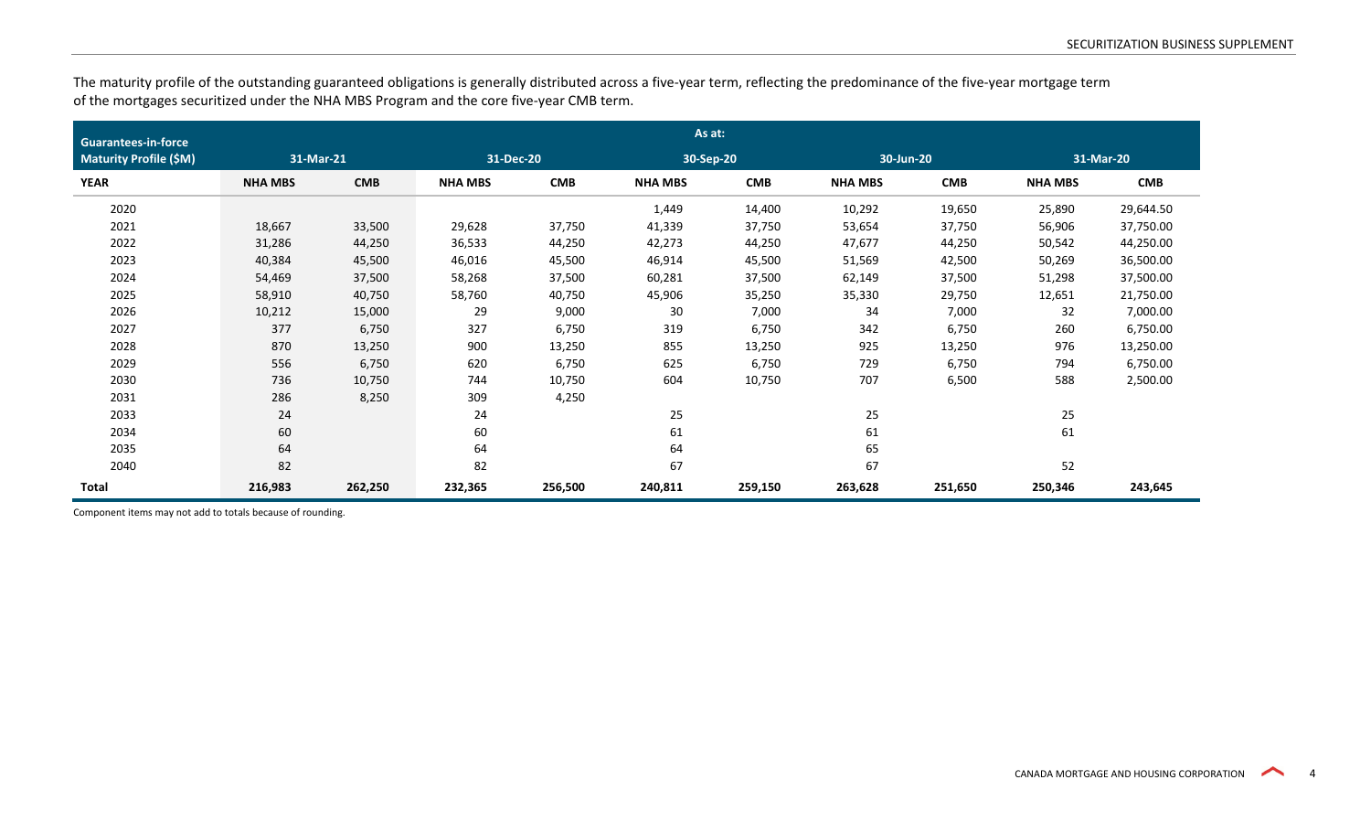The maturity profile of the outstanding guaranteed obligations is generally distributed across a five-year term, reflecting the predominance of the five-year mortgage term of the mortgages securitized under the NHA MBS Program and the core five-year CMB term.

| Guarantees-in-force Maturity Profile ($M) | As at: 31-Mar-21 | | 31-Dec-20 | | 30-Sep-20 | | 30-Jun-20 | | 31-Mar-20 | |
|---|---|---|---|---|---|---|---|---|---|---|
| **YEAR** | **NHA MBS** | **CMB** | **NHA MBS** | **CMB** | **NHA MBS** | **CMB** | **NHA MBS** | **CMB** | **NHA MBS** | **CMB** |
| 2020 | | | | | 1,449 | 14,400 | 10,292 | 19,650 | 25,890 | 29,644.50 |
| 2021 | 18,667 | 33,500 | 29,628 | 37,750 | 41,339 | 37,750 | 53,654 | 37,750 | 56,906 | 37,750.00 |
| 2022 | 31,286 | 44,250 | 36,533 | 44,250 | 42,273 | 44,250 | 47,677 | 44,250 | 50,542 | 44,250.00 |
| 2023 | 40,384 | 45,500 | 46,016 | 45,500 | 46,914 | 45,500 | 51,569 | 42,500 | 50,269 | 36,500.00 |
| 2024 | 54,469 | 37,500 | 58,268 | 37,500 | 60,281 | 37,500 | 62,149 | 37,500 | 51,298 | 37,500.00 |
| 2025 | 58,910 | 40,750 | 58,760 | 40,750 | 45,906 | 35,250 | 35,330 | 29,750 | 12,651 | 21,750.00 |
| 2026 | 10,212 | 15,000 | 29 | 9,000 | 30 | 7,000 | 34 | 7,000 | 32 | 7,000.00 |
| 2027 | 377 | 6,750 | 327 | 6,750 | 319 | 6,750 | 342 | 6,750 | 260 | 6,750.00 |
| 2028 | 870 | 13,250 | 900 | 13,250 | 855 | 13,250 | 925 | 13,250 | 976 | 13,250.00 |
| 2029 | 556 | 6,750 | 620 | 6,750 | 625 | 6,750 | 729 | 6,750 | 794 | 6,750.00 |
| 2030 | 736 | 10,750 | 744 | 10,750 | 604 | 10,750 | 707 | 6,500 | 588 | 2,500.00 |
| 2031 | 286 | 8,250 | 309 | 4,250 | | | | | | |
| 2033 | 24 | | 24 | | 25 | | 25 | | 25 | |
| 2034 | 60 | | 60 | | 61 | | 61 | | 61 | |
| 2035 | 64 | | 64 | | 64 | | 65 | | | |
| 2040 | 82 | | 82 | | 67 | | 67 | | 52 | |
| **Total** | **216,983** | **262,250** | **232,365** | **256,500** | **240,811** | **259,150** | **263,628** | **251,650** | **250,346** | **243,645** |

Component items may not add to totals because of rounding.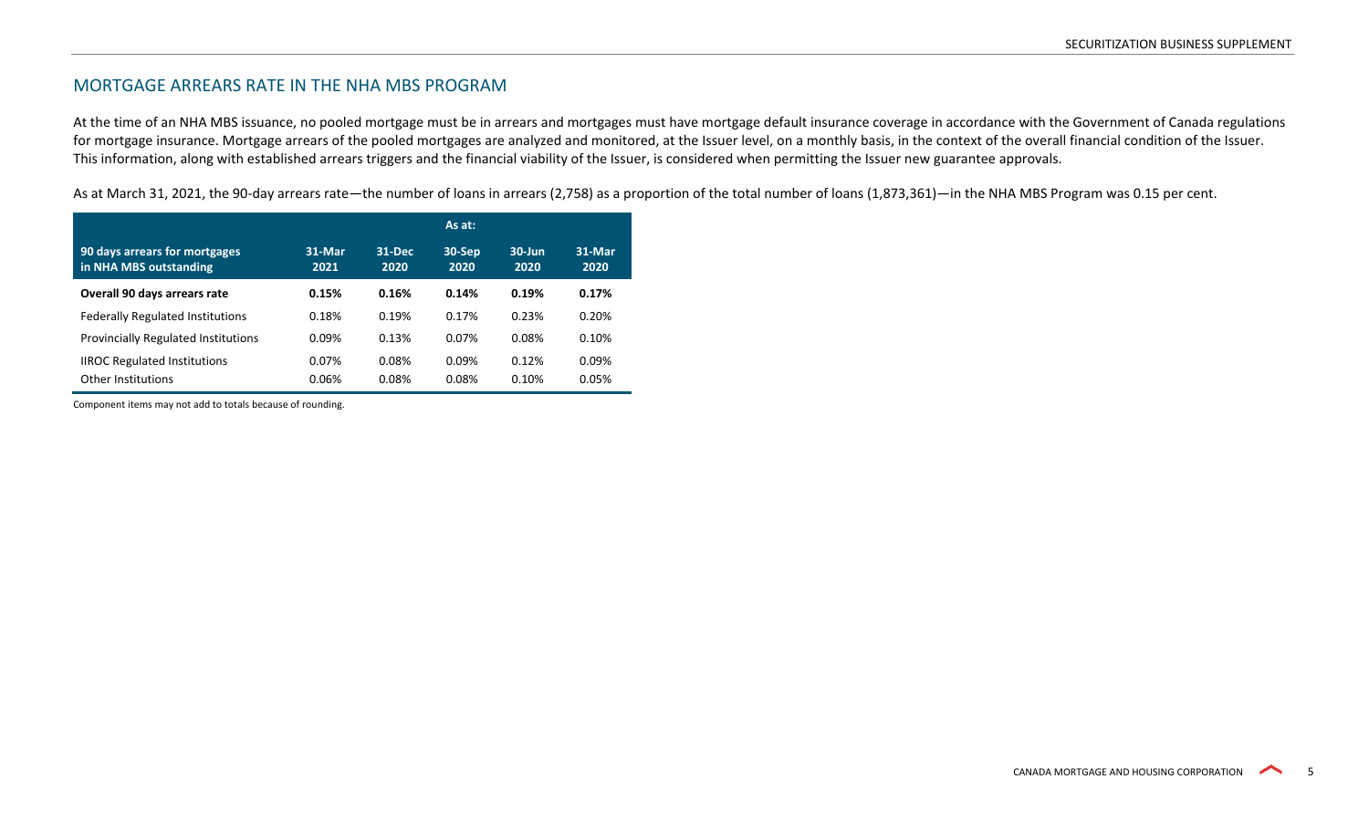## MORTGAGE ARREARS RATE IN THE NHA MBS PROGRAM

At the time of an NHA MBS issuance, no pooled mortgage must be in arrears and mortgages must have mortgage default insurance coverage in accordance with the Government of Canada regulations for mortgage insurance. Mortgage arrears of the pooled mortgages are analyzed and monitored, at the Issuer level, on a monthly basis, in the context of the overall financial condition of the Issuer. This information, along with established arrears triggers and the financial viability of the Issuer, is considered when permitting the Issuer new guarantee approvals.

As at March 31, 2021, the 90-day arrears rate—the number of loans in arrears (2,758) as a proportion of the total number of loans (1,873,361)—in the NHA MBS Program was 0.15 per cent.

| | As at: | | | | |
|---|---|---|---|---|---|
| **90 days arrears for mortgages in NHA MBS outstanding** | **31-Mar 2021** | **31-Dec 2020** | **30-Sep 2020** | **30-Jun 2020** | **31-Mar 2020** |
| **Overall 90 days arrears rate** | **0.15%** | **0.16%** | **0.14%** | **0.19%** | **0.17%** |
| Federally Regulated Institutions | 0.18% | 0.19% | 0.17% | 0.23% | 0.20% |
| Provincially Regulated Institutions | 0.09% | 0.13% | 0.07% | 0.08% | 0.10% |
| IIROC Regulated Institutions | 0.07% | 0.08% | 0.09% | 0.12% | 0.09% |
| Other Institutions | 0.06% | 0.08% | 0.08% | 0.10% | 0.05% |

Component items may not add to totals because of rounding.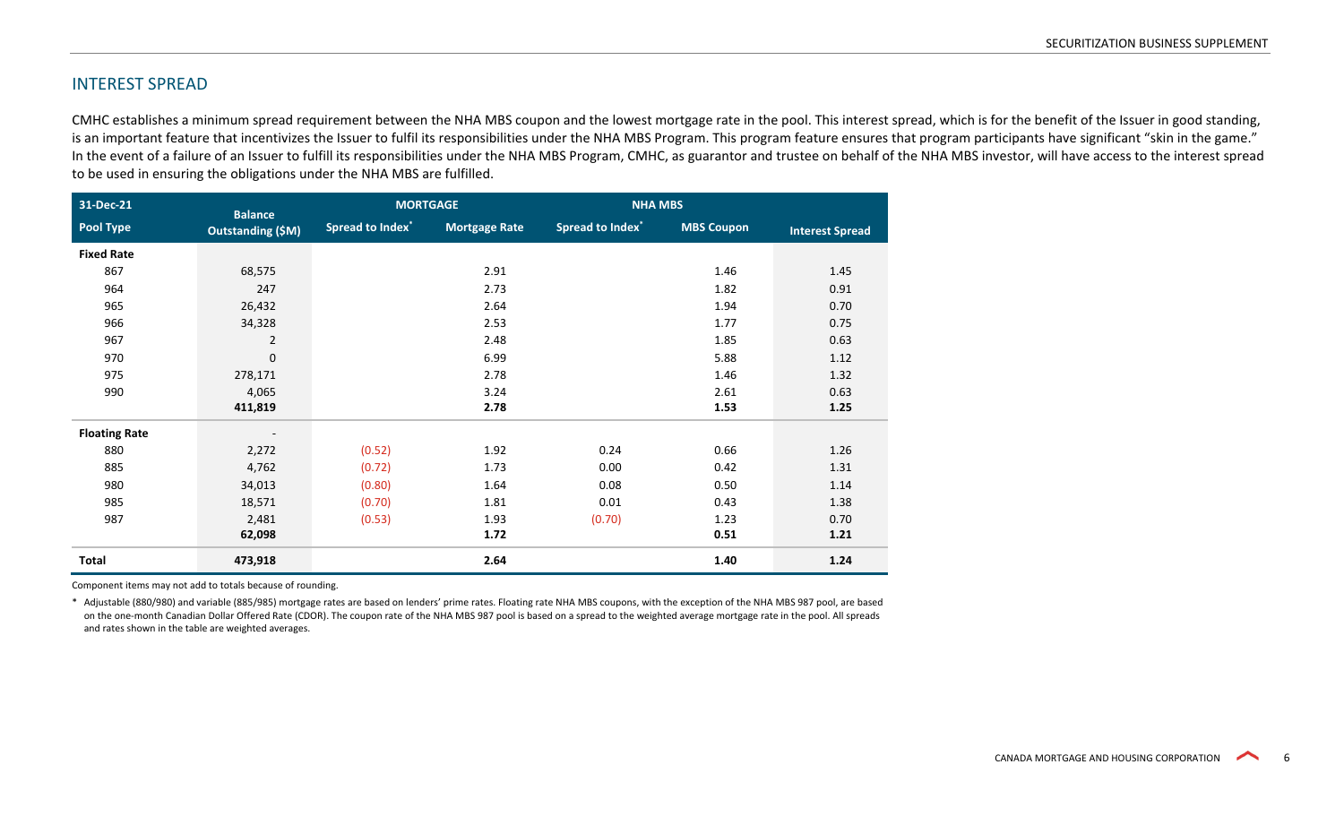## INTEREST SPREAD

CMHC establishes a minimum spread requirement between the NHA MBS coupon and the lowest mortgage rate in the pool. This interest spread, which is for the benefit of the Issuer in good standing, is an important feature that incentivizes the Issuer to fulfil its responsibilities under the NHA MBS Program. This program feature ensures that program participants have significant "skin in the game." In the event of a failure of an Issuer to fulfill its responsibilities under the NHA MBS Program, CMHC, as guarantor and trustee on behalf of the NHA MBS investor, will have access to the interest spread to be used in ensuring the obligations under the NHA MBS are fulfilled.

| 31-Dec-21 | | MORTGAGE | | NHA MBS | | |
|---|---|---|---|---|---|---|
| **Pool Type** | **Balance Outstanding ($M)** | **Spread to Index*** | **Mortgage Rate** | **Spread to Index*** | **MBS Coupon** | **Interest Spread** |
| **Fixed Rate** | | | | | | |
| 867 | 68,575 | | 2.91 | | 1.46 | 1.45 |
| 964 | 247 | | 2.73 | | 1.82 | 0.91 |
| 965 | 26,432 | | 2.64 | | 1.94 | 0.70 |
| 966 | 34,328 | | 2.53 | | 1.77 | 0.75 |
| 967 | 2 | | 2.48 | | 1.85 | 0.63 |
| 970 | 0 | | 6.99 | | 5.88 | 1.12 |
| 975 | 278,171 | | 2.78 | | 1.46 | 1.32 |
| 990 | 4,065 | | 3.24 | | 2.61 | 0.63 |
| | **411,819** | | **2.78** | | **1.53** | **1.25** |
| **Floating Rate** | - | | | | | |
| 880 | 2,272 | (0.52) | 1.92 | 0.24 | 0.66 | 1.26 |
| 885 | 4,762 | (0.72) | 1.73 | 0.00 | 0.42 | 1.31 |
| 980 | 34,013 | (0.80) | 1.64 | 0.08 | 0.50 | 1.14 |
| 985 | 18,571 | (0.70) | 1.81 | 0.01 | 0.43 | 1.38 |
| 987 | 2,481 | (0.53) | 1.93 | (0.70) | 1.23 | 0.70 |
| | **62,098** | | **1.72** | | **0.51** | **1.21** |
| **Total** | **473,918** | | **2.64** | | **1.40** | **1.24** |

Component items may not add to totals because of rounding.

\* Adjustable (880/980) and variable (885/985) mortgage rates are based on lenders' prime rates. Floating rate NHA MBS coupons, with the exception of the NHA MBS 987 pool, are based on the one-month Canadian Dollar Offered Rate (CDOR). The coupon rate of the NHA MBS 987 pool is based on a spread to the weighted average mortgage rate in the pool. All spreads and rates shown in the table are weighted averages.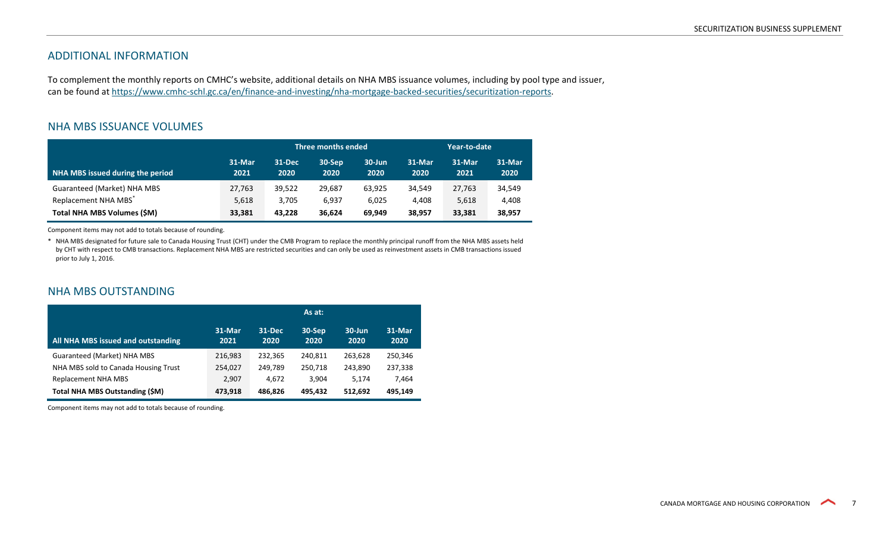## ADDITIONAL INFORMATION

To complement the monthly reports on CMHC's website, additional details on NHA MBS issuance volumes, including by pool type and issuer, can be found at https://www.cmhc-schl.gc.ca/en/finance-and-investing/nha-mortgage-backed-securities/securitization-reports.

## NHA MBS ISSUANCE VOLUMES

| | Three months ended | | | | | Year-to-date | |
|---|---|---|---|---|---|---|---|
| **NHA MBS issued during the period** | **31-Mar 2021** | **31-Dec 2020** | **30-Sep 2020** | **30-Jun 2020** | **31-Mar 2020** | **31-Mar 2021** | **31-Mar 2020** |
| Guaranteed (Market) NHA MBS | 27,763 | 39,522 | 29,687 | 63,925 | 34,549 | 27,763 | 34,549 |
| Replacement NHA MBS* | 5,618 | 3,705 | 6,937 | 6,025 | 4,408 | 5,618 | 4,408 |
| **Total NHA MBS Volumes ($M)** | **33,381** | **43,228** | **36,624** | **69,949** | **38,957** | **33,381** | **38,957** |

Component items may not add to totals because of rounding.

\* NHA MBS designated for future sale to Canada Housing Trust (CHT) under the CMB Program to replace the monthly principal runoff from the NHA MBS assets held by CHT with respect to CMB transactions. Replacement NHA MBS are restricted securities and can only be used as reinvestment assets in CMB transactions issued prior to July 1, 2016.

## NHA MBS OUTSTANDING

| | As at: | | | | |
|---|---|---|---|---|---|
| **All NHA MBS issued and outstanding** | **31-Mar 2021** | **31-Dec 2020** | **30-Sep 2020** | **30-Jun 2020** | **31-Mar 2020** |
| Guaranteed (Market) NHA MBS | 216,983 | 232,365 | 240,811 | 263,628 | 250,346 |
| NHA MBS sold to Canada Housing Trust | 254,027 | 249,789 | 250,718 | 243,890 | 237,338 |
| Replacement NHA MBS | 2,907 | 4,672 | 3,904 | 5,174 | 7,464 |
| **Total NHA MBS Outstanding ($M)** | **473,918** | **486,826** | **495,432** | **512,692** | **495,149** |

Component items may not add to totals because of rounding.